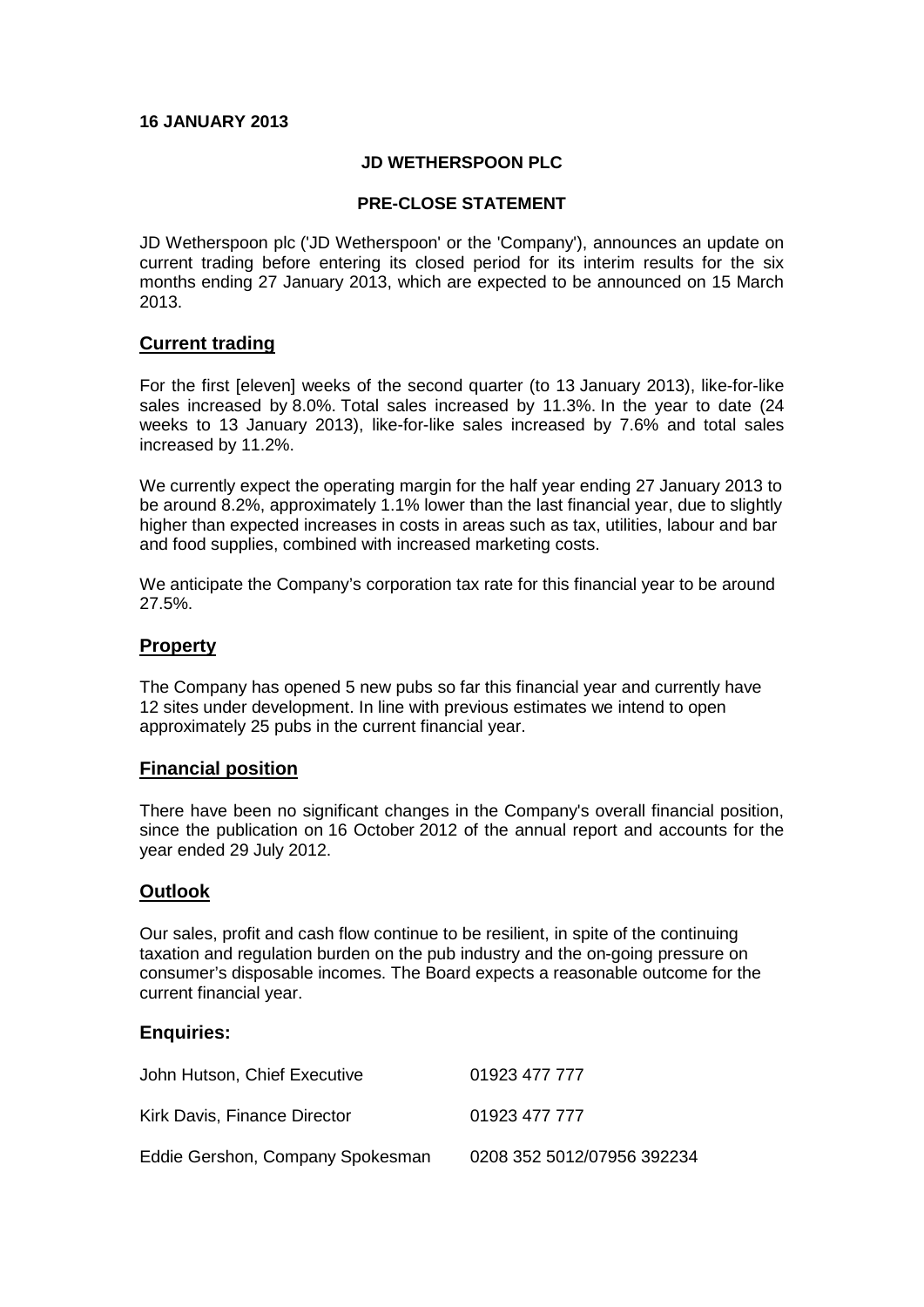**16 JANUARY 2013**

**JD WETHERSPOON PLC**

**PRE-CLOSE STATEMENT**

JD Wetherspoon plc ('JD Wetherspoon' or the 'Company'), announces an update on current trading before entering its closed period for its interim results for the six months ending 27 January 2013, which are expected to be announced on 15 March 2013.

## Current trading

For the first [eleven] weeks of the second quarter (to 13 January 2013), like-for-like sales increased by 8.0%. Total sales increased by 11.3%. In the year to date (24 weeks to 13 January 2013), like-for-like sales increased by 7.6% and total sales increased by 11.2%.

We currently expect the operating margin for the half year ending 27 January 2013 to be around 8.2%, approximately 1.1% lower than the last financial year, due to slightly higher than expected increases in costs in areas such as tax, utilities, labour and bar and food supplies, combined with increased marketing costs.

We anticipate the Company's corporation tax rate for this financial year to be around 27.5%.

## Property

The Company has opened 5 new pubs so far this financial year and currently have 12 sites under development. In line with previous estimates we intend to open approximately 25 pubs in the current financial year.

## Financial position

There have been no significant changes in the Company's overall financial position, since the publication on 16 October 2012 of the annual report and accounts for the year ended 29 July 2012.

## Outlook

Our sales, profit and cash flow continue to be resilient, in spite of the continuing taxation and regulation burden on the pub industry and the on-going pressure on consumer's disposable incomes. The Board expects a reasonable outcome for the current financial year.

## Enquiries:

| | |
|---|---|
| John Hutson, Chief Executive | 01923 477 777 |
| Kirk Davis, Finance Director | 01923 477 777 |
| Eddie Gershon, Company Spokesman | 0208 352 5012/07956 392234 |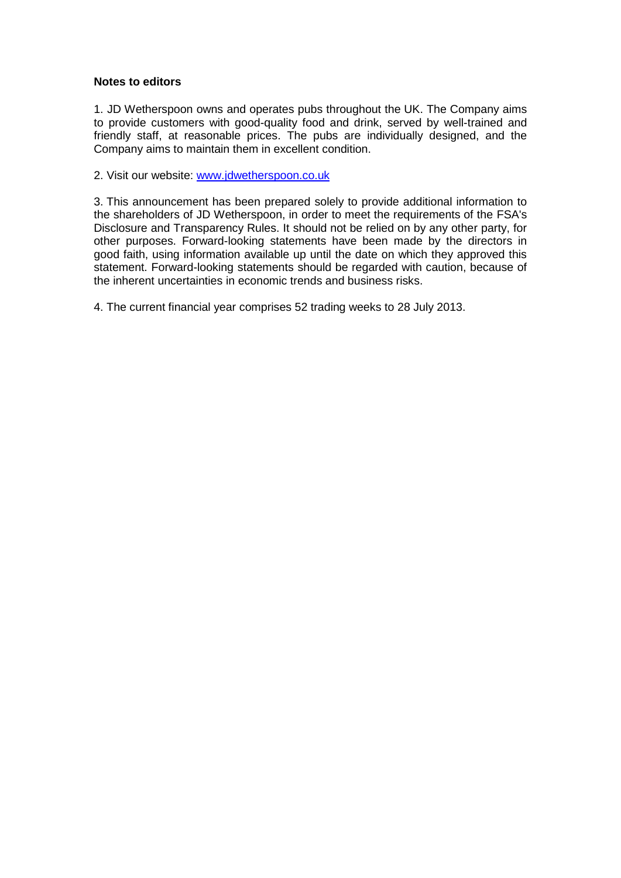**Notes to editors**

1. JD Wetherspoon owns and operates pubs throughout the UK. The Company aims to provide customers with good-quality food and drink, served by well-trained and friendly staff, at reasonable prices. The pubs are individually designed, and the Company aims to maintain them in excellent condition.

2. Visit our website: [www.jdwetherspoon.co.uk](http://www.jdwetherspoon.co.uk)

3. This announcement has been prepared solely to provide additional information to the shareholders of JD Wetherspoon, in order to meet the requirements of the FSA's Disclosure and Transparency Rules. It should not be relied on by any other party, for other purposes. Forward-looking statements have been made by the directors in good faith, using information available up until the date on which they approved this statement. Forward-looking statements should be regarded with caution, because of the inherent uncertainties in economic trends and business risks.

4. The current financial year comprises 52 trading weeks to 28 July 2013.